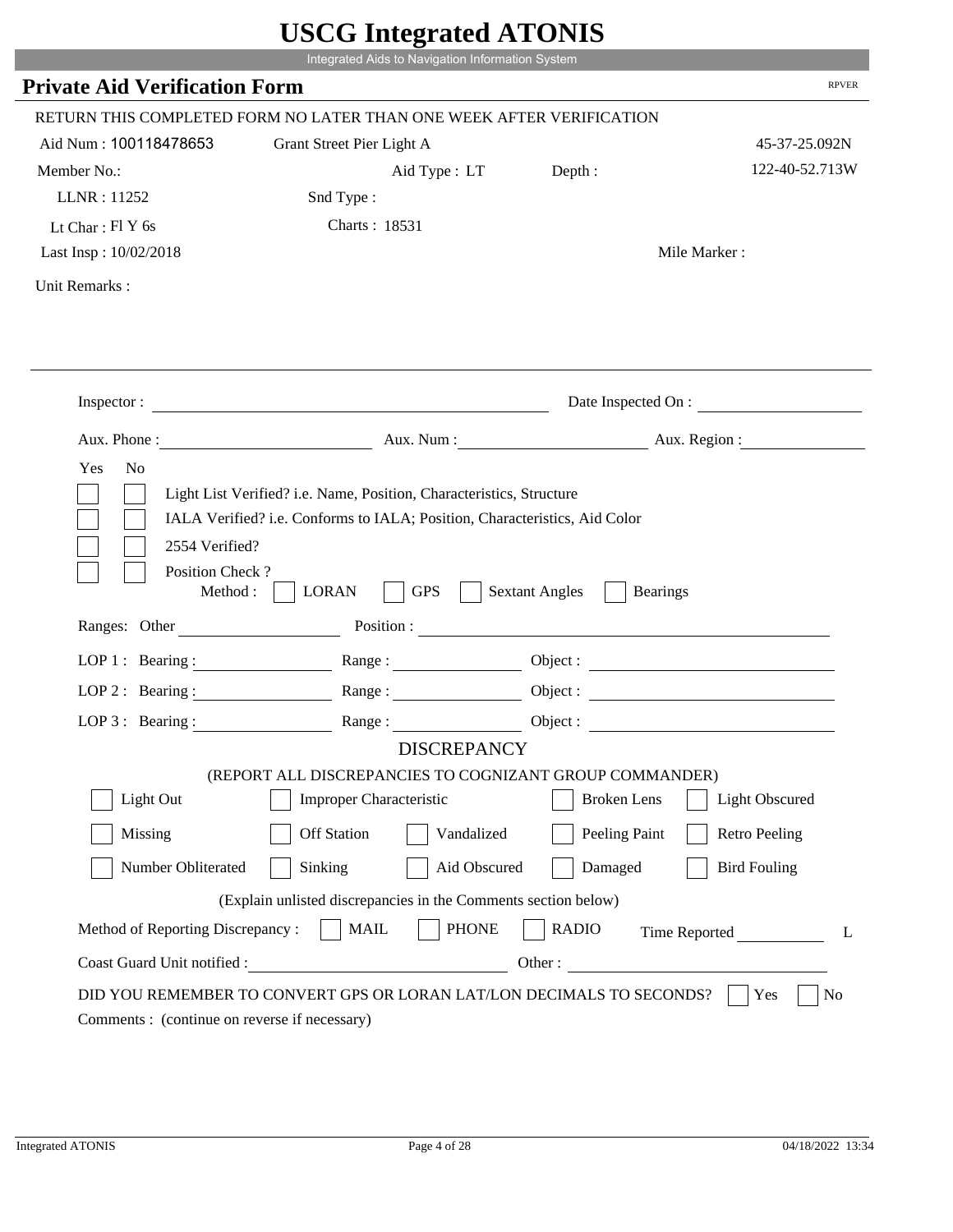# USCG Integrated ATONIS

Integrated Aids to Navigation Information System

## Private Aid Verification Form

RPVER

RETURN THIS COMPLETED FORM NO LATER THAN ONE WEEK AFTER VERIFICATION

Aid Num : 100118478653 Grant Street Pier Light A 45-37-25.092N

Member No.: Aid Type : LT Depth : 122-40-52.713W

LLNR : 11252 Snd Type :

Lt Char : Fl Y 6s Charts : 18531

Last Insp : 10/02/2018 Mile Marker :

Unit Remarks :

Inspector : Date Inspected On :

Aux. Phone : Aux. Num : Aux. Region :

Yes No

- [ ] [ ] Light List Verified? i.e. Name, Position, Characteristics, Structure
- [ ] [ ] IALA Verified? i.e. Conforms to IALA; Position, Characteristics, Aid Color
- [ ] [ ] 2554 Verified?
- [ ] [ ] Position Check ?

Method : [ ] LORAN [ ] GPS [ ] Sextant Angles [ ] Bearings

Ranges: Other Position :

LOP 1 : Bearing : Range : Object :

LOP 2 : Bearing : Range : Object :

LOP 3 : Bearing : Range : Object :

### DISCREPANCY

(REPORT ALL DISCREPANCIES TO COGNIZANT GROUP COMMANDER)

- [ ] Light Out
- [ ] Improper Characteristic
- [ ] Broken Lens
- [ ] Light Obscured
- [ ] Missing
- [ ] Off Station
- [ ] Vandalized
- [ ] Peeling Paint
- [ ] Retro Peeling
- [ ] Number Obliterated
- [ ] Sinking
- [ ] Aid Obscured
- [ ] Damaged
- [ ] Bird Fouling

(Explain unlisted discrepancies in the Comments section below)

Method of Reporting Discrepancy : [ ] MAIL [ ] PHONE [ ] RADIO Time Reported L

Coast Guard Unit notified : Other :

DID YOU REMEMBER TO CONVERT GPS OR LORAN LAT/LON DECIMALS TO SECONDS? [ ] Yes [ ] No

Comments : (continue on reverse if necessary)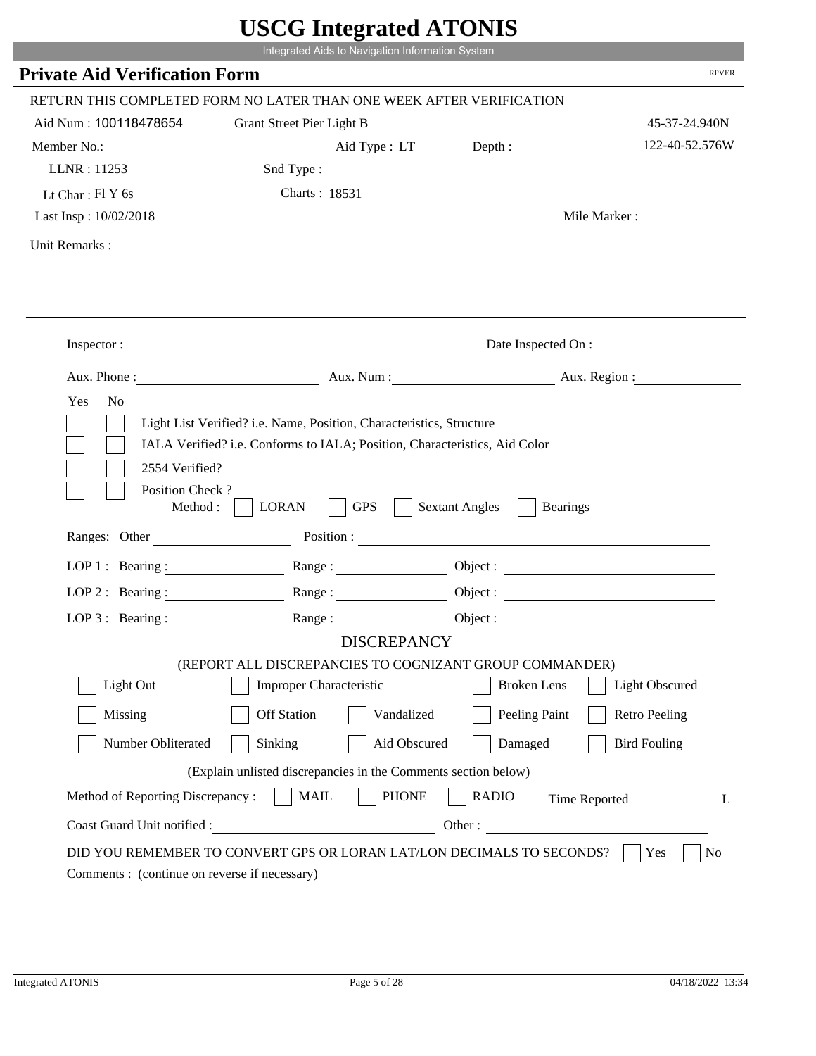# USCG Integrated ATONIS

Integrated Aids to Navigation Information System

## Private Aid Verification Form

RPVER

RETURN THIS COMPLETED FORM NO LATER THAN ONE WEEK AFTER VERIFICATION

Aid Num : 100118478654    Grant Street Pier Light B    45-37-24.940N

Member No.:    Aid Type : LT    Depth :    122-40-52.576W

LLNR : 11253    Snd Type :

Lt Char : Fl Y 6s    Charts : 18531

Last Insp : 10/02/2018    Mile Marker :

Unit Remarks :

Inspector : ____________________    Date Inspected On : ____________

Aux. Phone : ____________    Aux. Num : ____________    Aux. Region : ____________

Yes No

- [ ] [ ] Light List Verified? i.e. Name, Position, Characteristics, Structure
- [ ] [ ] IALA Verified? i.e. Conforms to IALA; Position, Characteristics, Aid Color
- [ ] [ ] 2554 Verified?
- [ ] [ ] Position Check ?

Method : [ ] LORAN [ ] GPS [ ] Sextant Angles [ ] Bearings

Ranges: Other ____________    Position : ____________

LOP 1 : Bearing : ____________    Range : ____________    Object : ____________

LOP 2 : Bearing : ____________    Range : ____________    Object : ____________

LOP 3 : Bearing : ____________    Range : ____________    Object : ____________

### DISCREPANCY

(REPORT ALL DISCREPANCIES TO COGNIZANT GROUP COMMANDER)

- [ ] Light Out
- [ ] Improper Characteristic
- [ ] Broken Lens
- [ ] Light Obscured
- [ ] Missing
- [ ] Off Station
- [ ] Vandalized
- [ ] Peeling Paint
- [ ] Retro Peeling
- [ ] Number Obliterated
- [ ] Sinking
- [ ] Aid Obscured
- [ ] Damaged
- [ ] Bird Fouling

(Explain unlisted discrepancies in the Comments section below)

Method of Reporting Discrepancy : [ ] MAIL [ ] PHONE [ ] RADIO    Time Reported ____________ L

Coast Guard Unit notified : ____________    Other : ____________

DID YOU REMEMBER TO CONVERT GPS OR LORAN LAT/LON DECIMALS TO SECONDS? [ ] Yes [ ] No

Comments : (continue on reverse if necessary)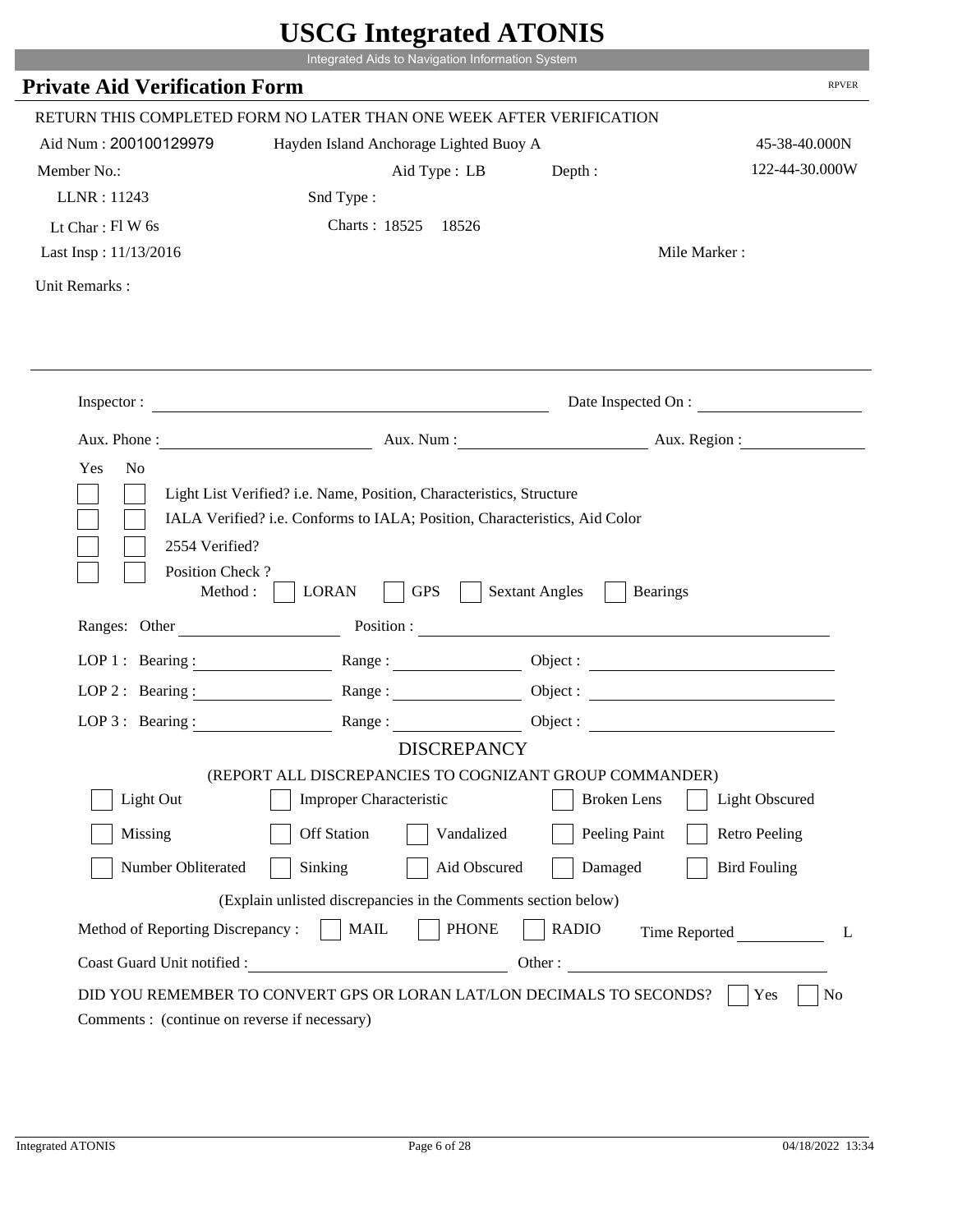# USCG Integrated ATONIS

Integrated Aids to Navigation Information System

## Private Aid Verification Form

RPVER

RETURN THIS COMPLETED FORM NO LATER THAN ONE WEEK AFTER VERIFICATION

Aid Num : 200100129979 Hayden Island Anchorage Lighted Buoy A 45-38-40.000N

Member No.: Aid Type : LB Depth : 122-44-30.000W

LLNR : 11243 Snd Type :

Lt Char : Fl W 6s Charts : 18525 18526

Last Insp : 11/13/2016 Mile Marker :

Unit Remarks :

Inspector : Date Inspected On :

Aux. Phone : Aux. Num : Aux. Region :

Yes No

- [ ] [ ] Light List Verified? i.e. Name, Position, Characteristics, Structure
- [ ] [ ] IALA Verified? i.e. Conforms to IALA; Position, Characteristics, Aid Color
- [ ] [ ] 2554 Verified?
- [ ] [ ] Position Check ?

Method : [ ] LORAN [ ] GPS [ ] Sextant Angles [ ] Bearings

Ranges: Other Position :

LOP 1 : Bearing : Range : Object :

LOP 2 : Bearing : Range : Object :

LOP 3 : Bearing : Range : Object :

DISCREPANCY

(REPORT ALL DISCREPANCIES TO COGNIZANT GROUP COMMANDER)

- [ ] Light Out
- [ ] Improper Characteristic
- [ ] Broken Lens
- [ ] Light Obscured
- [ ] Missing
- [ ] Off Station
- [ ] Vandalized
- [ ] Peeling Paint
- [ ] Retro Peeling
- [ ] Number Obliterated
- [ ] Sinking
- [ ] Aid Obscured
- [ ] Damaged
- [ ] Bird Fouling

(Explain unlisted discrepancies in the Comments section below)

Method of Reporting Discrepancy : [ ] MAIL [ ] PHONE [ ] RADIO Time Reported L

Coast Guard Unit notified : Other :

DID YOU REMEMBER TO CONVERT GPS OR LORAN LAT/LON DECIMALS TO SECONDS? [ ] Yes [ ] No

Comments : (continue on reverse if necessary)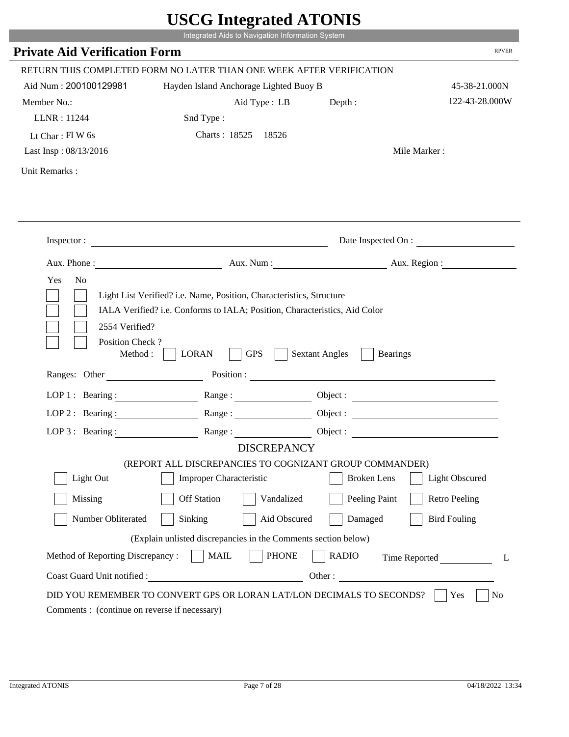# USCG Integrated ATONIS

Integrated Aids to Navigation Information System

## Private Aid Verification Form

RPVER

RETURN THIS COMPLETED FORM NO LATER THAN ONE WEEK AFTER VERIFICATION

Aid Num : 200100129981 &nbsp;&nbsp;&nbsp; Hayden Island Anchorage Lighted Buoy B &nbsp;&nbsp;&nbsp; 45-38-21.000N

Member No.: &nbsp;&nbsp;&nbsp; Aid Type : LB &nbsp;&nbsp;&nbsp; Depth : &nbsp;&nbsp;&nbsp; 122-43-28.000W

LLNR : 11244 &nbsp;&nbsp;&nbsp; Snd Type :

Lt Char : Fl W 6s &nbsp;&nbsp;&nbsp; Charts : 18525 &nbsp; 18526

Last Insp : 08/13/2016 &nbsp;&nbsp;&nbsp; Mile Marker :

Unit Remarks :

Inspector : _______________ Date Inspected On : _______________

Aux. Phone : _______________ Aux. Num : _______________ Aux. Region : _______________

Yes No

- [ ] [ ] Light List Verified? i.e. Name, Position, Characteristics, Structure
- [ ] [ ] IALA Verified? i.e. Conforms to IALA; Position, Characteristics, Aid Color
- [ ] [ ] 2554 Verified?
- [ ] [ ] Position Check ?

Method : [ ] LORAN [ ] GPS [ ] Sextant Angles [ ] Bearings

Ranges: Other _______________ Position : _______________

LOP 1 : Bearing : _______________ Range : _______________ Object : _______________

LOP 2 : Bearing : _______________ Range : _______________ Object : _______________

LOP 3 : Bearing : _______________ Range : _______________ Object : _______________

### DISCREPANCY

(REPORT ALL DISCREPANCIES TO COGNIZANT GROUP COMMANDER)

- [ ] Light Out &nbsp; [ ] Improper Characteristic &nbsp; [ ] Broken Lens &nbsp; [ ] Light Obscured
- [ ] Missing &nbsp; [ ] Off Station &nbsp; [ ] Vandalized &nbsp; [ ] Peeling Paint &nbsp; [ ] Retro Peeling
- [ ] Number Obliterated &nbsp; [ ] Sinking &nbsp; [ ] Aid Obscured &nbsp; [ ] Damaged &nbsp; [ ] Bird Fouling

(Explain unlisted discrepancies in the Comments section below)

Method of Reporting Discrepancy : [ ] MAIL [ ] PHONE [ ] RADIO &nbsp;&nbsp; Time Reported _______________ L

Coast Guard Unit notified : _______________ Other : _______________

DID YOU REMEMBER TO CONVERT GPS OR LORAN LAT/LON DECIMALS TO SECONDS? [ ] Yes [ ] No

Comments : (continue on reverse if necessary)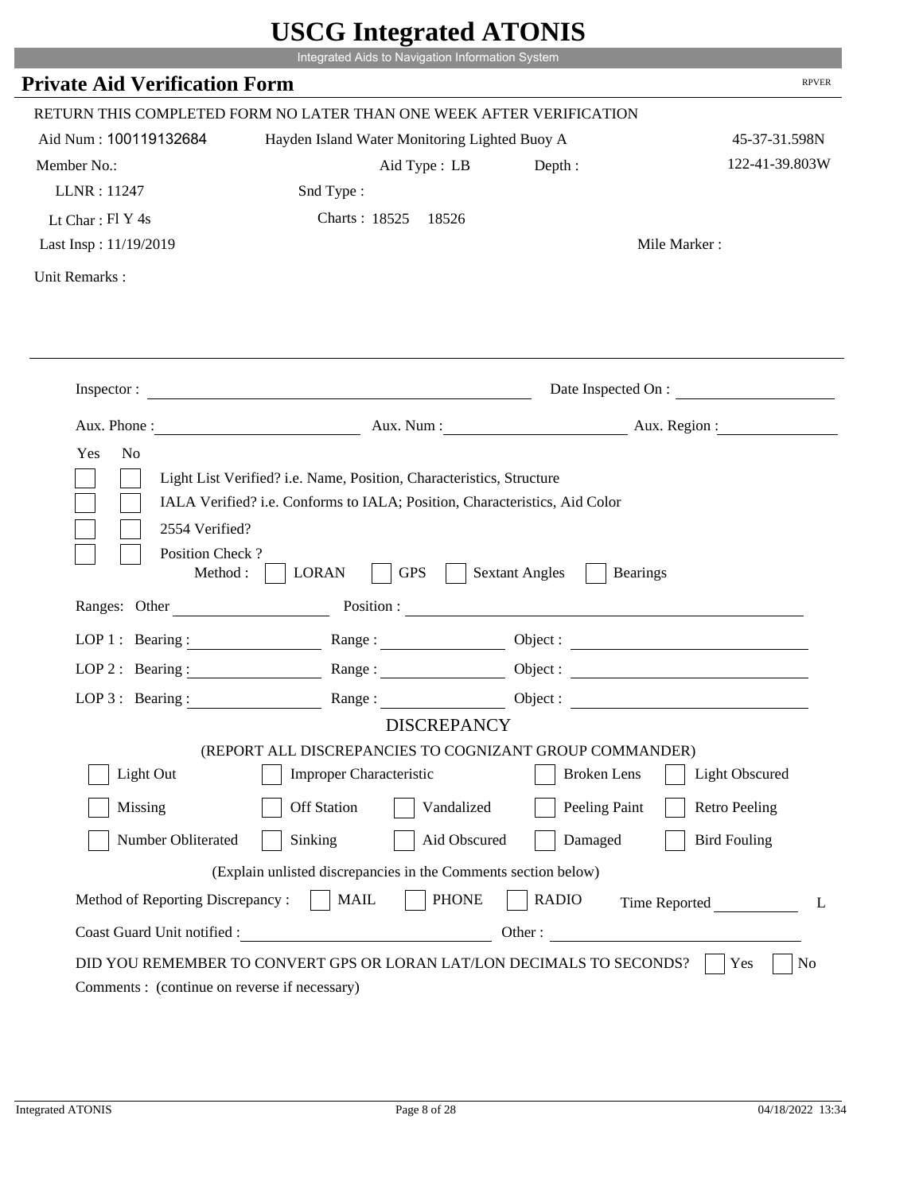# USCG Integrated ATONIS

Integrated Aids to Navigation Information System

## Private Aid Verification Form

RPVER

RETURN THIS COMPLETED FORM NO LATER THAN ONE WEEK AFTER VERIFICATION

Aid Num : 100119132684 Hayden Island Water Monitoring Lighted Buoy A 45-37-31.598N

Member No.: Aid Type : LB Depth : 122-41-39.803W

LLNR : 11247 Snd Type :

Lt Char : Fl Y 4s Charts : 18525 18526

Last Insp : 11/19/2019 Mile Marker :

Unit Remarks :

---

Inspector : Date Inspected On :

Aux. Phone : Aux. Num : Aux. Region :

Yes No

- [ ] [ ] Light List Verified? i.e. Name, Position, Characteristics, Structure
- [ ] [ ] IALA Verified? i.e. Conforms to IALA; Position, Characteristics, Aid Color
- [ ] [ ] 2554 Verified?
- [ ] [ ] Position Check ?

Method : [ ] LORAN [ ] GPS [ ] Sextant Angles [ ] Bearings

Ranges: Other Position :

LOP 1 : Bearing : Range : Object :

LOP 2 : Bearing : Range : Object :

LOP 3 : Bearing : Range : Object :

### DISCREPANCY

(REPORT ALL DISCREPANCIES TO COGNIZANT GROUP COMMANDER)

- [ ] Light Out
- [ ] Improper Characteristic
- [ ] Broken Lens
- [ ] Light Obscured
- [ ] Missing
- [ ] Off Station
- [ ] Vandalized
- [ ] Peeling Paint
- [ ] Retro Peeling
- [ ] Number Obliterated
- [ ] Sinking
- [ ] Aid Obscured
- [ ] Damaged
- [ ] Bird Fouling

(Explain unlisted discrepancies in the Comments section below)

Method of Reporting Discrepancy : [ ] MAIL [ ] PHONE [ ] RADIO Time Reported L

Coast Guard Unit notified : Other :

DID YOU REMEMBER TO CONVERT GPS OR LORAN LAT/LON DECIMALS TO SECONDS? [ ] Yes [ ] No

Comments : (continue on reverse if necessary)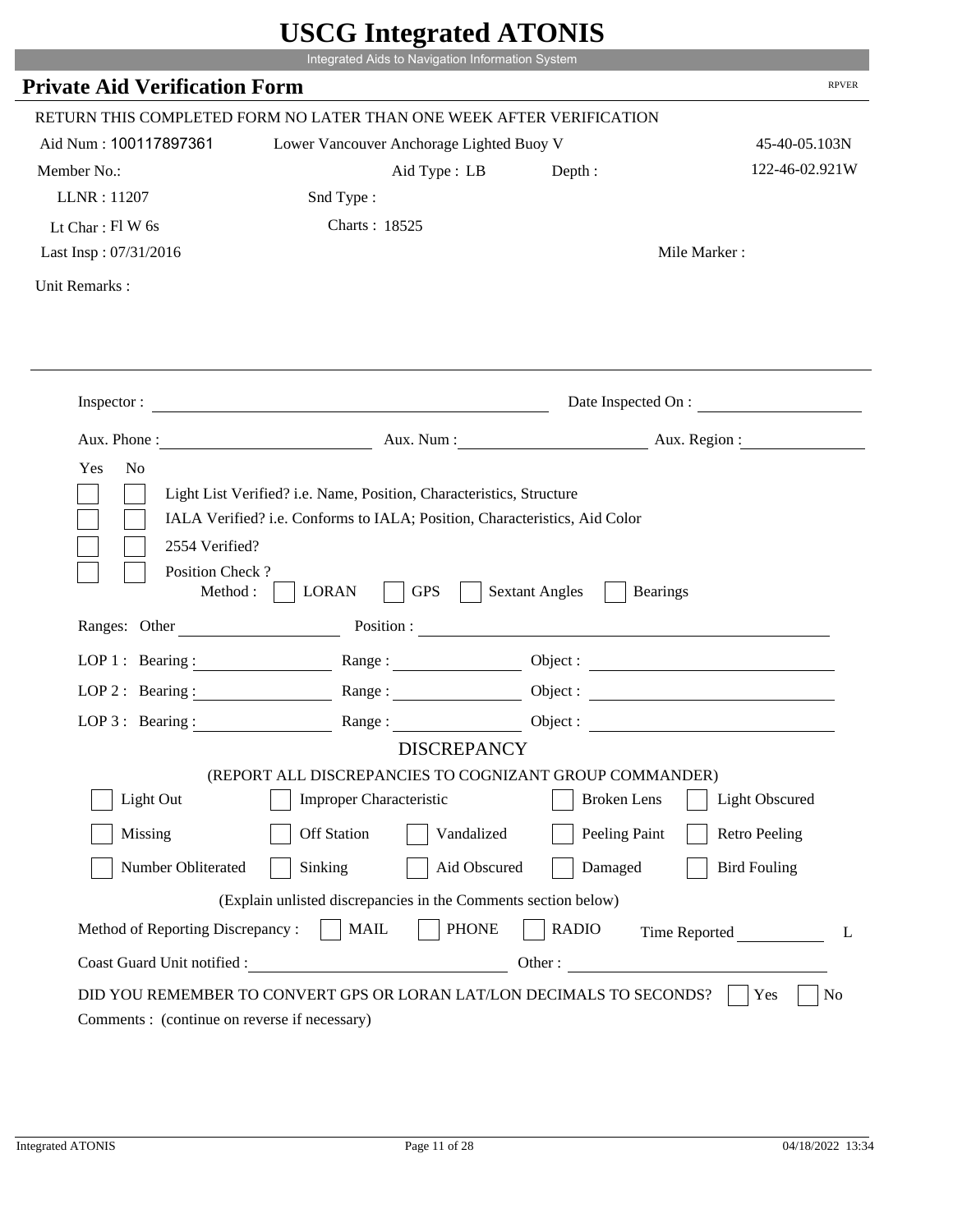# USCG Integrated ATONIS

Integrated Aids to Navigation Information System

## Private Aid Verification Form

RPVER

RETURN THIS COMPLETED FORM NO LATER THAN ONE WEEK AFTER VERIFICATION

Aid Num : 100117897361 Lower Vancouver Anchorage Lighted Buoy V 45-40-05.103N

Member No.: Aid Type : LB Depth : 122-46-02.921W

LLNR : 11207 Snd Type :

Lt Char : Fl W 6s Charts : 18525

Last Insp : 07/31/2016 Mile Marker :

Unit Remarks :

Inspector : Date Inspected On :

Aux. Phone : Aux. Num : Aux. Region :

Yes No

- [ ] [ ] Light List Verified? i.e. Name, Position, Characteristics, Structure
- [ ] [ ] IALA Verified? i.e. Conforms to IALA; Position, Characteristics, Aid Color
- [ ] [ ] 2554 Verified?
- [ ] [ ] Position Check ?

Method : [ ] LORAN [ ] GPS [ ] Sextant Angles [ ] Bearings

Ranges: Other Position :

LOP 1 : Bearing : Range : Object :

LOP 2 : Bearing : Range : Object :

LOP 3 : Bearing : Range : Object :

### DISCREPANCY

(REPORT ALL DISCREPANCIES TO COGNIZANT GROUP COMMANDER)

- [ ] Light Out
- [ ] Improper Characteristic
- [ ] Broken Lens
- [ ] Light Obscured
- [ ] Missing
- [ ] Off Station
- [ ] Vandalized
- [ ] Peeling Paint
- [ ] Retro Peeling
- [ ] Number Obliterated
- [ ] Sinking
- [ ] Aid Obscured
- [ ] Damaged
- [ ] Bird Fouling

(Explain unlisted discrepancies in the Comments section below)

Method of Reporting Discrepancy : [ ] MAIL [ ] PHONE [ ] RADIO Time Reported L

Coast Guard Unit notified : Other :

DID YOU REMEMBER TO CONVERT GPS OR LORAN LAT/LON DECIMALS TO SECONDS? [ ] Yes [ ] No

Comments : (continue on reverse if necessary)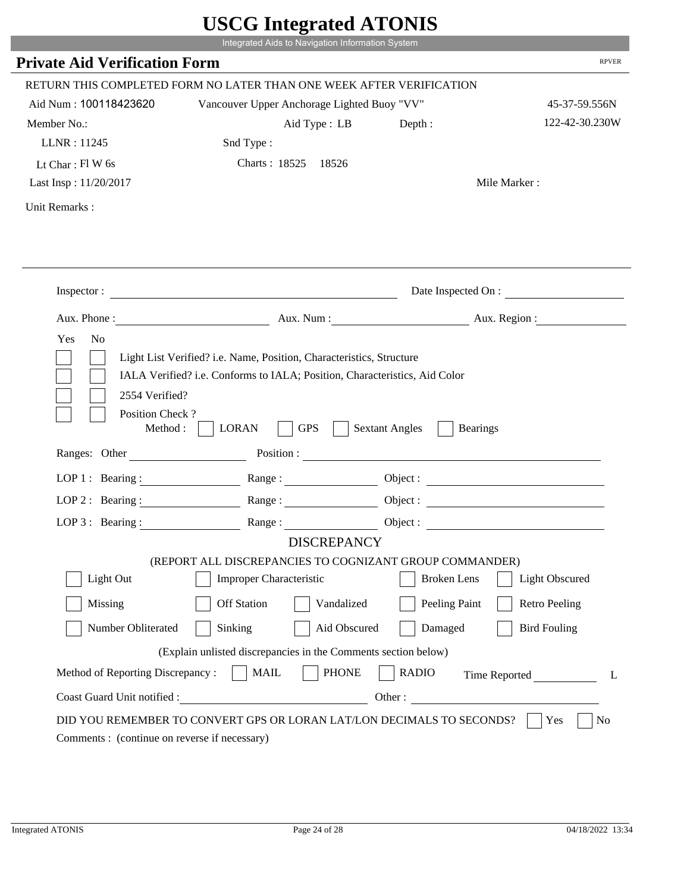# USCG Integrated ATONIS

Integrated Aids to Navigation Information System

## Private Aid Verification Form

RPVER

RETURN THIS COMPLETED FORM NO LATER THAN ONE WEEK AFTER VERIFICATION

Aid Num : 100118423620 Vancouver Upper Anchorage Lighted Buoy "VV" 45-37-59.556N

Member No.: Aid Type : LB Depth : 122-42-30.230W

LLNR : 11245 Snd Type :

Lt Char : Fl W 6s Charts : 18525 18526

Last Insp : 11/20/2017 Mile Marker :

Unit Remarks :

Inspector : Date Inspected On :

Aux. Phone : Aux. Num : Aux. Region :

Yes No

- [ ] [ ] Light List Verified? i.e. Name, Position, Characteristics, Structure
- [ ] [ ] IALA Verified? i.e. Conforms to IALA; Position, Characteristics, Aid Color
- [ ] [ ] 2554 Verified?
- [ ] [ ] Position Check ?

Method : [ ] LORAN [ ] GPS [ ] Sextant Angles [ ] Bearings

Ranges: Other Position :

LOP 1 : Bearing : Range : Object :

LOP 2 : Bearing : Range : Object :

LOP 3 : Bearing : Range : Object :

### DISCREPANCY

(REPORT ALL DISCREPANCIES TO COGNIZANT GROUP COMMANDER)

- [ ] Light Out
- [ ] Improper Characteristic
- [ ] Broken Lens
- [ ] Light Obscured
- [ ] Missing
- [ ] Off Station
- [ ] Vandalized
- [ ] Peeling Paint
- [ ] Retro Peeling
- [ ] Number Obliterated
- [ ] Sinking
- [ ] Aid Obscured
- [ ] Damaged
- [ ] Bird Fouling

(Explain unlisted discrepancies in the Comments section below)

Method of Reporting Discrepancy : [ ] MAIL [ ] PHONE [ ] RADIO Time Reported L

Coast Guard Unit notified : Other :

DID YOU REMEMBER TO CONVERT GPS OR LORAN LAT/LON DECIMALS TO SECONDS? [ ] Yes [ ] No

Comments : (continue on reverse if necessary)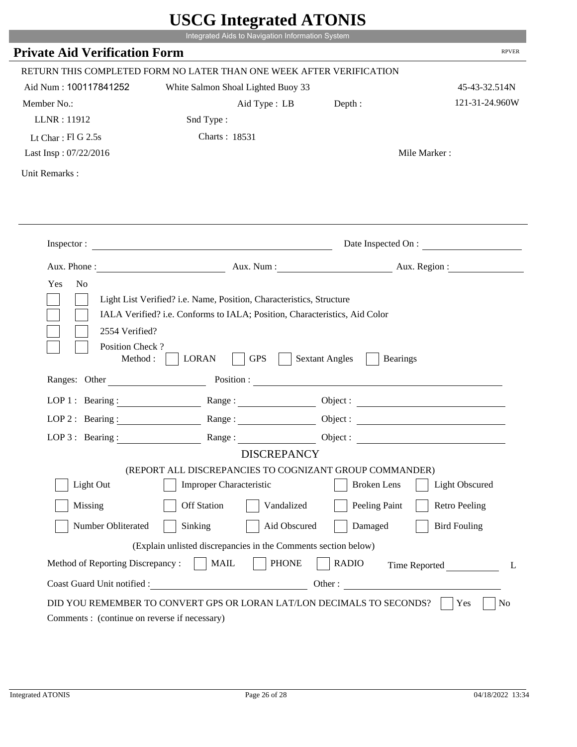# USCG Integrated ATONIS

Integrated Aids to Navigation Information System

## Private Aid Verification Form

RPVER

RETURN THIS COMPLETED FORM NO LATER THAN ONE WEEK AFTER VERIFICATION

Aid Num : 100117841252 White Salmon Shoal Lighted Buoy 33 45-43-32.514N

Member No.: Aid Type : LB Depth : 121-31-24.960W

LLNR : 11912 Snd Type :

Lt Char : Fl G 2.5s Charts : 18531

Last Insp : 07/22/2016 Mile Marker :

Unit Remarks :

Inspector : Date Inspected On :

Aux. Phone : Aux. Num : Aux. Region :

Yes No

Light List Verified? i.e. Name, Position, Characteristics, Structure

IALA Verified? i.e. Conforms to IALA; Position, Characteristics, Aid Color

2554 Verified?

Position Check ?

Method : LORAN GPS Sextant Angles Bearings

Ranges: Other Position :

LOP 1 : Bearing : Range : Object :

LOP 2 : Bearing : Range : Object :

LOP 3 : Bearing : Range : Object :

### DISCREPANCY

(REPORT ALL DISCREPANCIES TO COGNIZANT GROUP COMMANDER)

Light Out Improper Characteristic Broken Lens Light Obscured

Missing Off Station Vandalized Peeling Paint Retro Peeling

Number Obliterated Sinking Aid Obscured Damaged Bird Fouling

(Explain unlisted discrepancies in the Comments section below)

Method of Reporting Discrepancy : MAIL PHONE RADIO Time Reported L

Coast Guard Unit notified : Other :

DID YOU REMEMBER TO CONVERT GPS OR LORAN LAT/LON DECIMALS TO SECONDS? Yes No

Comments : (continue on reverse if necessary)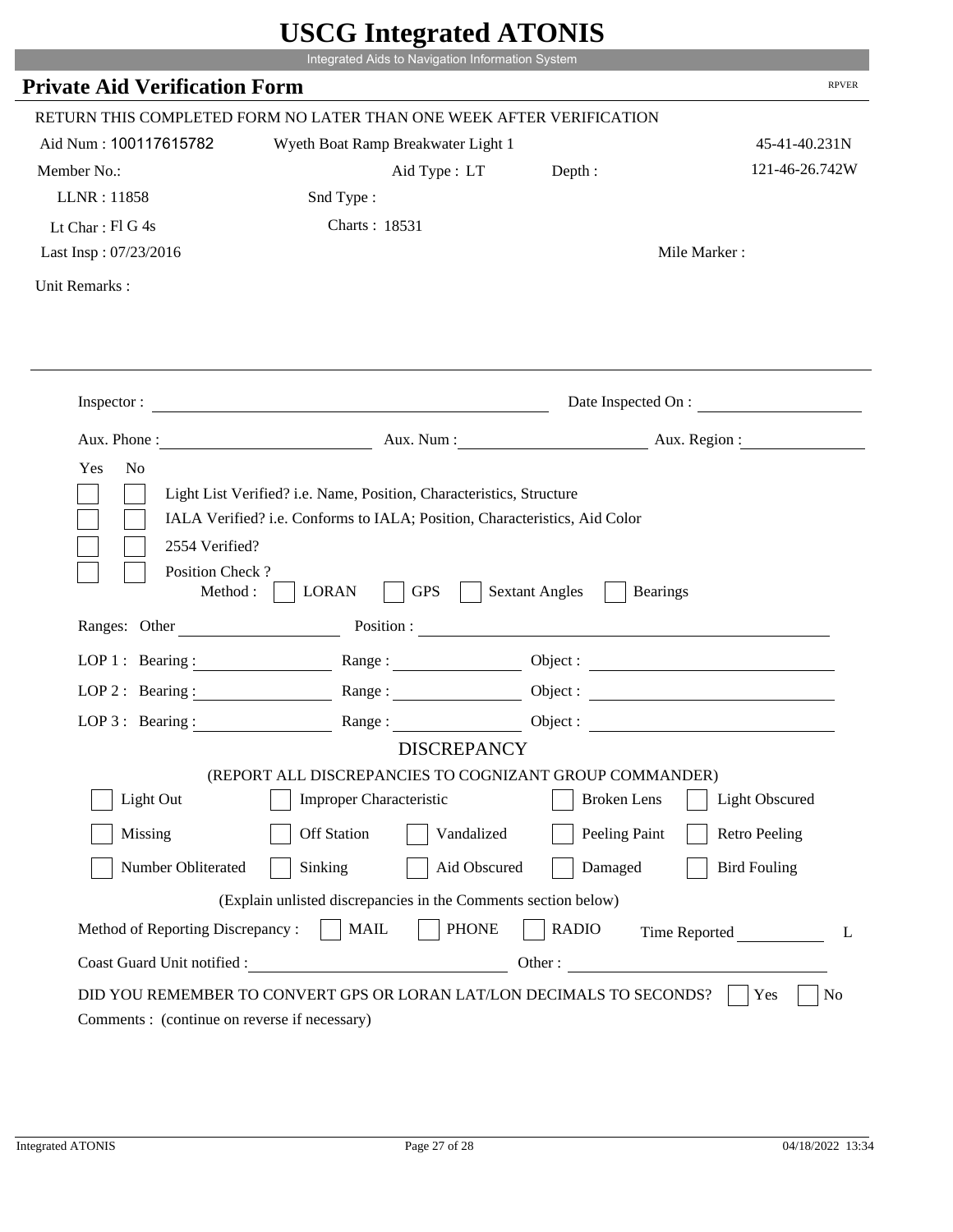# USCG Integrated ATONIS

Integrated Aids to Navigation Information System

## Private Aid Verification Form

RPVER

RETURN THIS COMPLETED FORM NO LATER THAN ONE WEEK AFTER VERIFICATION

Aid Num : 100117615782 Wyeth Boat Ramp Breakwater Light 1 45-41-40.231N

Member No.: Aid Type : LT Depth : 121-46-26.742W

LLNR : 11858 Snd Type :

Lt Char : Fl G 4s Charts : 18531

Last Insp : 07/23/2016 Mile Marker :

Unit Remarks :

Inspector : Date Inspected On :

Aux. Phone : Aux. Num : Aux. Region :

Yes No

- [ ] [ ] Light List Verified? i.e. Name, Position, Characteristics, Structure
- [ ] [ ] IALA Verified? i.e. Conforms to IALA; Position, Characteristics, Aid Color
- [ ] [ ] 2554 Verified?
- [ ] [ ] Position Check ?

Method : [ ] LORAN [ ] GPS [ ] Sextant Angles [ ] Bearings

Ranges: Other Position :

LOP 1 : Bearing : Range : Object :

LOP 2 : Bearing : Range : Object :

LOP 3 : Bearing : Range : Object :

### DISCREPANCY

(REPORT ALL DISCREPANCIES TO COGNIZANT GROUP COMMANDER)

- [ ] Light Out
- [ ] Improper Characteristic
- [ ] Broken Lens
- [ ] Light Obscured
- [ ] Missing
- [ ] Off Station
- [ ] Vandalized
- [ ] Peeling Paint
- [ ] Retro Peeling
- [ ] Number Obliterated
- [ ] Sinking
- [ ] Aid Obscured
- [ ] Damaged
- [ ] Bird Fouling

(Explain unlisted discrepancies in the Comments section below)

Method of Reporting Discrepancy : [ ] MAIL [ ] PHONE [ ] RADIO Time Reported L

Coast Guard Unit notified : Other :

DID YOU REMEMBER TO CONVERT GPS OR LORAN LAT/LON DECIMALS TO SECONDS? [ ] Yes [ ] No

Comments : (continue on reverse if necessary)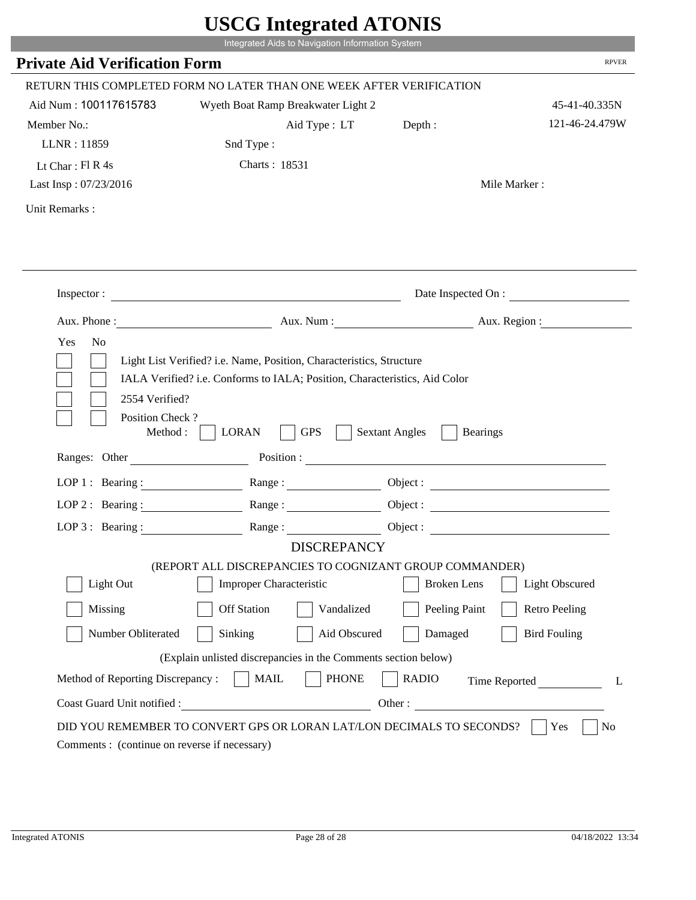# USCG Integrated ATONIS

Integrated Aids to Navigation Information System

## Private Aid Verification Form

RPVER

RETURN THIS COMPLETED FORM NO LATER THAN ONE WEEK AFTER VERIFICATION

Aid Num : 100117615783 Wyeth Boat Ramp Breakwater Light 2 45-41-40.335N

Member No.: Aid Type : LT Depth : 121-46-24.479W

LLNR : 11859 Snd Type :

Lt Char : Fl R 4s Charts : 18531

Last Insp : 07/23/2016 Mile Marker :

Unit Remarks :

Inspector : Date Inspected On :

Aux. Phone : Aux. Num : Aux. Region :

Yes No

- Light List Verified? i.e. Name, Position, Characteristics, Structure
- IALA Verified? i.e. Conforms to IALA; Position, Characteristics, Aid Color
- 2554 Verified?
- Position Check ?

Method : LORAN GPS Sextant Angles Bearings

Ranges: Other Position :

LOP 1 : Bearing : Range : Object :

LOP 2 : Bearing : Range : Object :

LOP 3 : Bearing : Range : Object :

### DISCREPANCY

(REPORT ALL DISCREPANCIES TO COGNIZANT GROUP COMMANDER)

| | | | | |
|---|---|---|---|---|
| Light Out | Improper Characteristic | | Broken Lens | Light Obscured |
| Missing | Off Station | Vandalized | Peeling Paint | Retro Peeling |
| Number Obliterated | Sinking | Aid Obscured | Damaged | Bird Fouling |

(Explain unlisted discrepancies in the Comments section below)

Method of Reporting Discrepancy : MAIL PHONE RADIO Time Reported L

Coast Guard Unit notified : Other :

DID YOU REMEMBER TO CONVERT GPS OR LORAN LAT/LON DECIMALS TO SECONDS? Yes No

Comments : (continue on reverse if necessary)